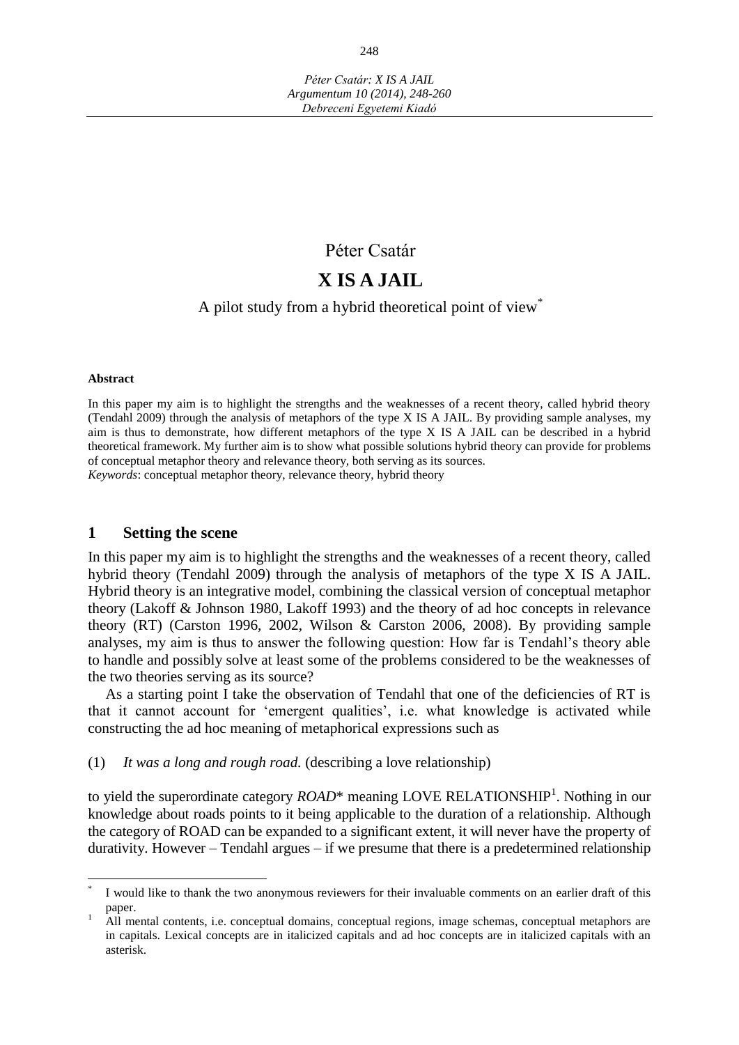# Péter Csatár

# X IS A JAIL

A pilot study from a hybrid theoretical point of view[*]

**Abstract**

In this paper my aim is to highlight the strengths and the weaknesses of a recent theory, called hybrid theory (Tendahl 2009) through the analysis of metaphors of the type X IS A JAIL. By providing sample analyses, my aim is thus to demonstrate, how different metaphors of the type X IS A JAIL can be described in a hybrid theoretical framework. My further aim is to show what possible solutions hybrid theory can provide for problems of conceptual metaphor theory and relevance theory, both serving as its sources.

*Keywords*: conceptual metaphor theory, relevance theory, hybrid theory

## 1 Setting the scene

In this paper my aim is to highlight the strengths and the weaknesses of a recent theory, called hybrid theory (Tendahl 2009) through the analysis of metaphors of the type X IS A JAIL. Hybrid theory is an integrative model, combining the classical version of conceptual metaphor theory (Lakoff & Johnson 1980, Lakoff 1993) and the theory of ad hoc concepts in relevance theory (RT) (Carston 1996, 2002, Wilson & Carston 2006, 2008). By providing sample analyses, my aim is thus to answer the following question: How far is Tendahl's theory able to handle and possibly solve at least some of the problems considered to be the weaknesses of the two theories serving as its source?

As a starting point I take the observation of Tendahl that one of the deficiencies of RT is that it cannot account for 'emergent qualities', i.e. what knowledge is activated while constructing the ad hoc meaning of metaphorical expressions such as

(1) *It was a long and rough road.* (describing a love relationship)

to yield the superordinate category *ROAD*\* meaning LOVE RELATIONSHIP[1]. Nothing in our knowledge about roads points to it being applicable to the duration of a relationship. Although the category of ROAD can be expanded to a significant extent, it will never have the property of durativity. However – Tendahl argues – if we presume that there is a predetermined relationship

---

[*] I would like to thank the two anonymous reviewers for their invaluable comments on an earlier draft of this paper.

[1] All mental contents, i.e. conceptual domains, conceptual regions, image schemas, conceptual metaphors are in capitals. Lexical concepts are in italicized capitals and ad hoc concepts are in italicized capitals with an asterisk.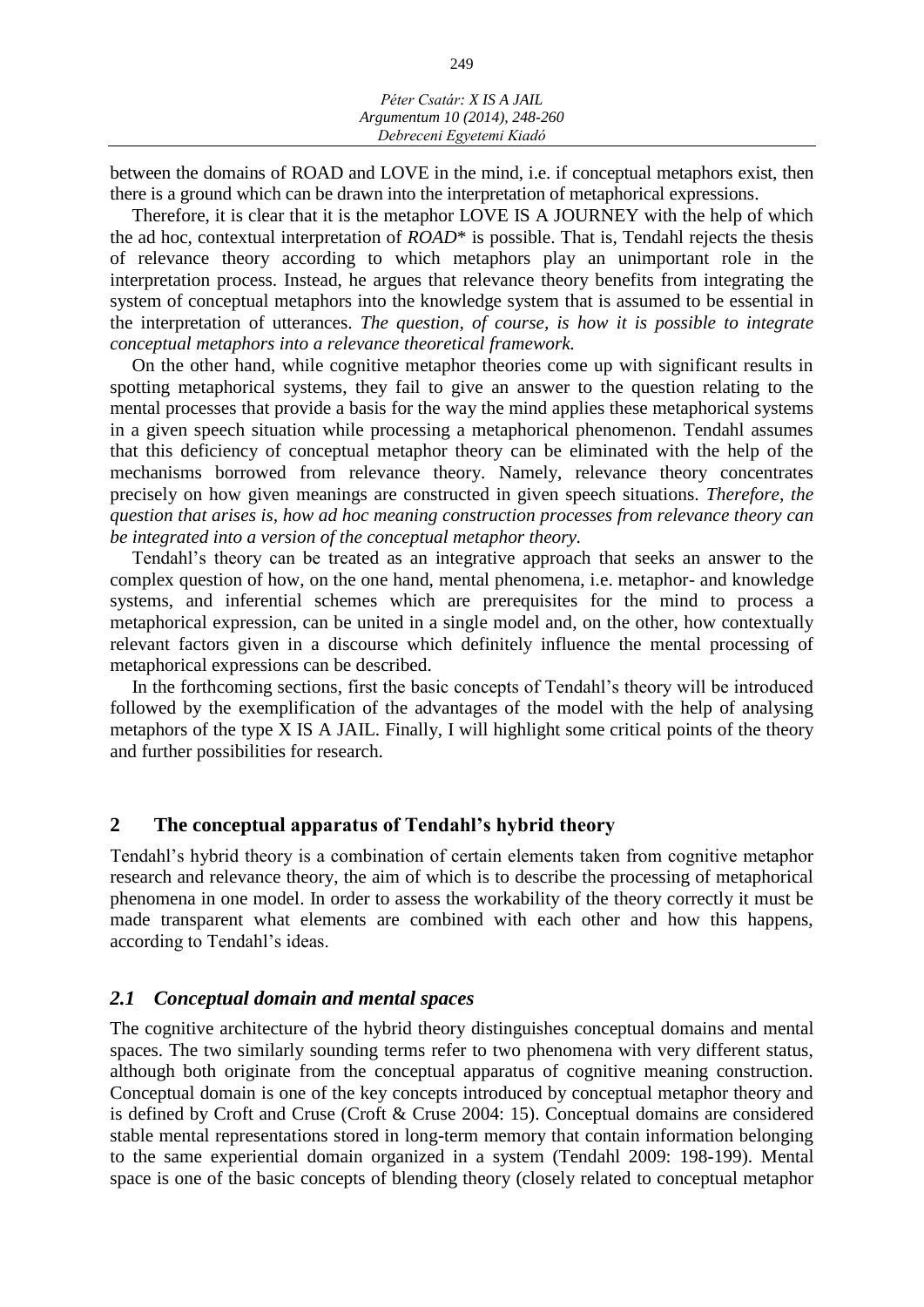between the domains of ROAD and LOVE in the mind, i.e. if conceptual metaphors exist, then there is a ground which can be drawn into the interpretation of metaphorical expressions.

Therefore, it is clear that it is the metaphor LOVE IS A JOURNEY with the help of which the ad hoc, contextual interpretation of *ROAD*\* is possible. That is, Tendahl rejects the thesis of relevance theory according to which metaphors play an unimportant role in the interpretation process. Instead, he argues that relevance theory benefits from integrating the system of conceptual metaphors into the knowledge system that is assumed to be essential in the interpretation of utterances. *The question, of course, is how it is possible to integrate conceptual metaphors into a relevance theoretical framework.*

On the other hand, while cognitive metaphor theories come up with significant results in spotting metaphorical systems, they fail to give an answer to the question relating to the mental processes that provide a basis for the way the mind applies these metaphorical systems in a given speech situation while processing a metaphorical phenomenon. Tendahl assumes that this deficiency of conceptual metaphor theory can be eliminated with the help of the mechanisms borrowed from relevance theory. Namely, relevance theory concentrates precisely on how given meanings are constructed in given speech situations. *Therefore, the question that arises is, how ad hoc meaning construction processes from relevance theory can be integrated into a version of the conceptual metaphor theory.*

Tendahl's theory can be treated as an integrative approach that seeks an answer to the complex question of how, on the one hand, mental phenomena, i.e. metaphor- and knowledge systems, and inferential schemes which are prerequisites for the mind to process a metaphorical expression, can be united in a single model and, on the other, how contextually relevant factors given in a discourse which definitely influence the mental processing of metaphorical expressions can be described.

In the forthcoming sections, first the basic concepts of Tendahl's theory will be introduced followed by the exemplification of the advantages of the model with the help of analysing metaphors of the type X IS A JAIL. Finally, I will highlight some critical points of the theory and further possibilities for research.

## 2 The conceptual apparatus of Tendahl's hybrid theory

Tendahl's hybrid theory is a combination of certain elements taken from cognitive metaphor research and relevance theory, the aim of which is to describe the processing of metaphorical phenomena in one model. In order to assess the workability of the theory correctly it must be made transparent what elements are combined with each other and how this happens, according to Tendahl's ideas.

### *2.1 Conceptual domain and mental spaces*

The cognitive architecture of the hybrid theory distinguishes conceptual domains and mental spaces. The two similarly sounding terms refer to two phenomena with very different status, although both originate from the conceptual apparatus of cognitive meaning construction. Conceptual domain is one of the key concepts introduced by conceptual metaphor theory and is defined by Croft and Cruse (Croft & Cruse 2004: 15). Conceptual domains are considered stable mental representations stored in long-term memory that contain information belonging to the same experiential domain organized in a system (Tendahl 2009: 198-199). Mental space is one of the basic concepts of blending theory (closely related to conceptual metaphor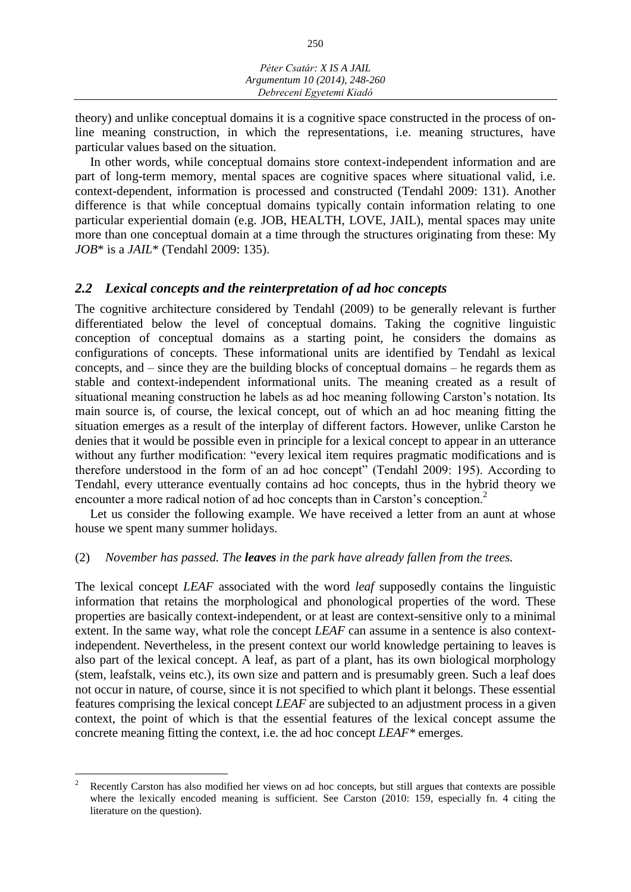theory) and unlike conceptual domains it is a cognitive space constructed in the process of on-line meaning construction, in which the representations, i.e. meaning structures, have particular values based on the situation.

In other words, while conceptual domains store context-independent information and are part of long-term memory, mental spaces are cognitive spaces where situational valid, i.e. context-dependent, information is processed and constructed (Tendahl 2009: 131). Another difference is that while conceptual domains typically contain information relating to one particular experiential domain (e.g. JOB, HEALTH, LOVE, JAIL), mental spaces may unite more than one conceptual domain at a time through the structures originating from these: My *JOB\** is a *JAIL\** (Tendahl 2009: 135).

## *2.2 Lexical concepts and the reinterpretation of ad hoc concepts*

The cognitive architecture considered by Tendahl (2009) to be generally relevant is further differentiated below the level of conceptual domains. Taking the cognitive linguistic conception of conceptual domains as a starting point, he considers the domains as configurations of concepts. These informational units are identified by Tendahl as lexical concepts, and – since they are the building blocks of conceptual domains – he regards them as stable and context-independent informational units. The meaning created as a result of situational meaning construction he labels as ad hoc meaning following Carston's notation. Its main source is, of course, the lexical concept, out of which an ad hoc meaning fitting the situation emerges as a result of the interplay of different factors. However, unlike Carston he denies that it would be possible even in principle for a lexical concept to appear in an utterance without any further modification: "every lexical item requires pragmatic modifications and is therefore understood in the form of an ad hoc concept" (Tendahl 2009: 195). According to Tendahl, every utterance eventually contains ad hoc concepts, thus in the hybrid theory we encounter a more radical notion of ad hoc concepts than in Carston's conception.[2]

Let us consider the following example. We have received a letter from an aunt at whose house we spent many summer holidays.

(2) *November has passed. The **leaves** in the park have already fallen from the trees.*

The lexical concept *LEAF* associated with the word *leaf* supposedly contains the linguistic information that retains the morphological and phonological properties of the word. These properties are basically context-independent, or at least are context-sensitive only to a minimal extent. In the same way, what role the concept *LEAF* can assume in a sentence is also context-independent. Nevertheless, in the present context our world knowledge pertaining to leaves is also part of the lexical concept. A leaf, as part of a plant, has its own biological morphology (stem, leafstalk, veins etc.), its own size and pattern and is presumably green. Such a leaf does not occur in nature, of course, since it is not specified to which plant it belongs. These essential features comprising the lexical concept *LEAF* are subjected to an adjustment process in a given context, the point of which is that the essential features of the lexical concept assume the concrete meaning fitting the context, i.e. the ad hoc concept *LEAF\** emerges.

---

[2] Recently Carston has also modified her views on ad hoc concepts, but still argues that contexts are possible where the lexically encoded meaning is sufficient. See Carston (2010: 159, especially fn. 4 citing the literature on the question).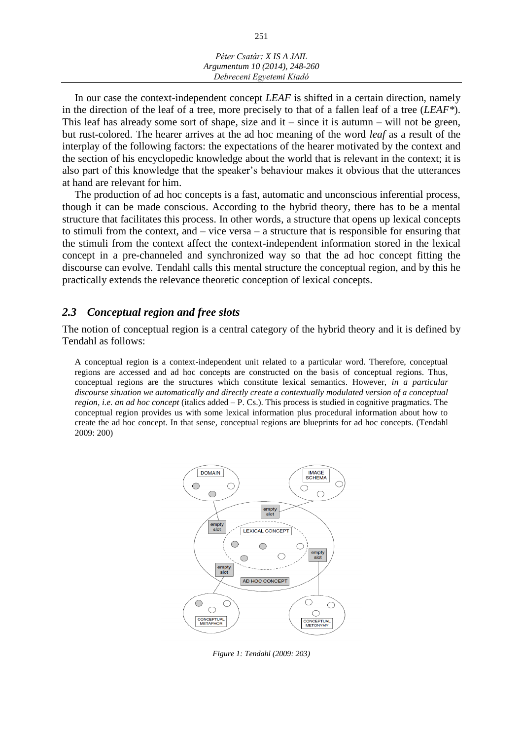In our case the context-independent concept *LEAF* is shifted in a certain direction, namely in the direction of the leaf of a tree, more precisely to that of a fallen leaf of a tree (*LEAF\**). This leaf has already some sort of shape, size and it – since it is autumn – will not be green, but rust-colored. The hearer arrives at the ad hoc meaning of the word *leaf* as a result of the interplay of the following factors: the expectations of the hearer motivated by the context and the section of his encyclopedic knowledge about the world that is relevant in the context; it is also part of this knowledge that the speaker's behaviour makes it obvious that the utterances at hand are relevant for him.

The production of ad hoc concepts is a fast, automatic and unconscious inferential process, though it can be made conscious. According to the hybrid theory, there has to be a mental structure that facilitates this process. In other words, a structure that opens up lexical concepts to stimuli from the context, and – vice versa – a structure that is responsible for ensuring that the stimuli from the context affect the context-independent information stored in the lexical concept in a pre-channeled and synchronized way so that the ad hoc concept fitting the discourse can evolve. Tendahl calls this mental structure the conceptual region, and by this he practically extends the relevance theoretic conception of lexical concepts.

## *2.3 Conceptual region and free slots*

The notion of conceptual region is a central category of the hybrid theory and it is defined by Tendahl as follows:

> A conceptual region is a context-independent unit related to a particular word. Therefore, conceptual regions are accessed and ad hoc concepts are constructed on the basis of conceptual regions. Thus, conceptual regions are the structures which constitute lexical semantics. However, *in a particular discourse situation we automatically and directly create a contextually modulated version of a conceptual region, i.e. an ad hoc concept* (italics added – P. Cs.). This process is studied in cognitive pragmatics. The conceptual region provides us with some lexical information plus procedural information about how to create the ad hoc concept. In that sense, conceptual regions are blueprints for ad hoc concepts. (Tendahl 2009: 200)

*Figure 1: Tendahl (2009: 203)*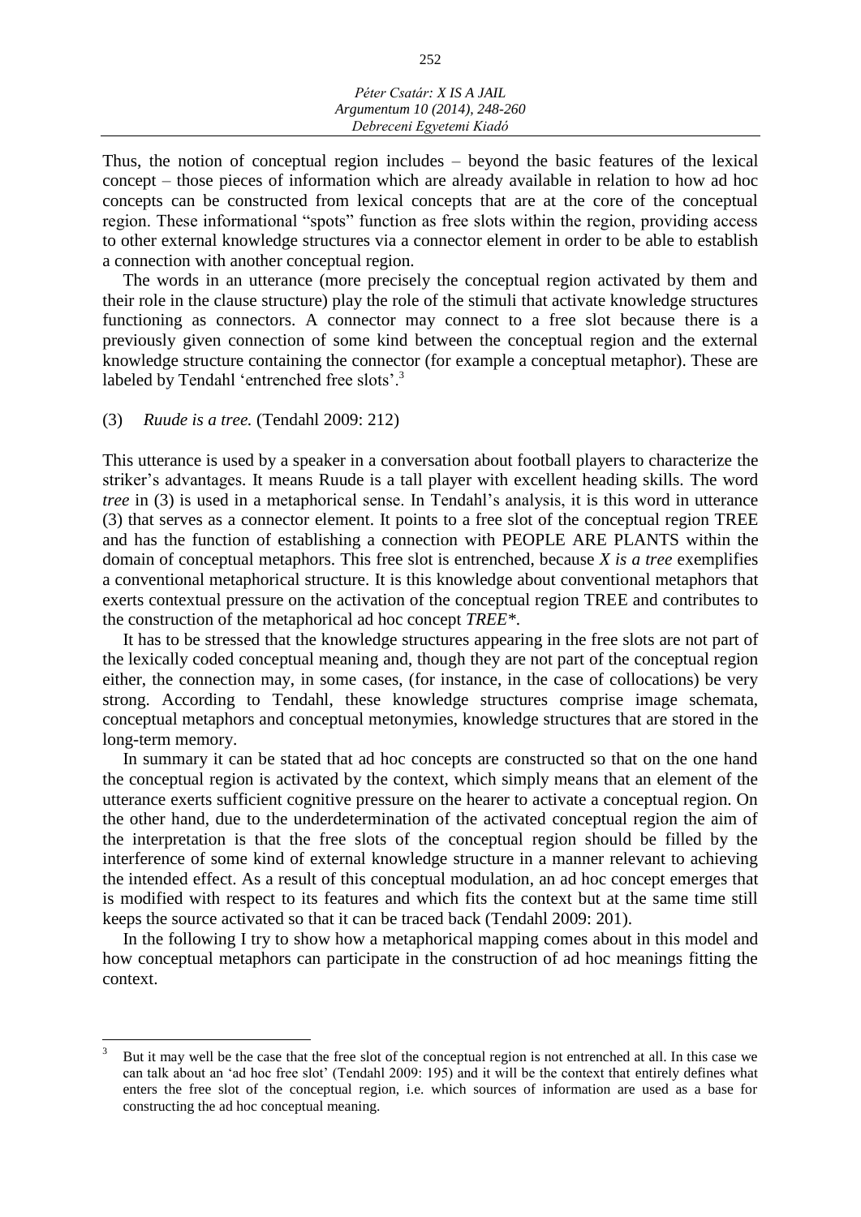Thus, the notion of conceptual region includes – beyond the basic features of the lexical concept – those pieces of information which are already available in relation to how ad hoc concepts can be constructed from lexical concepts that are at the core of the conceptual region. These informational "spots" function as free slots within the region, providing access to other external knowledge structures via a connector element in order to be able to establish a connection with another conceptual region.

The words in an utterance (more precisely the conceptual region activated by them and their role in the clause structure) play the role of the stimuli that activate knowledge structures functioning as connectors. A connector may connect to a free slot because there is a previously given connection of some kind between the conceptual region and the external knowledge structure containing the connector (for example a conceptual metaphor). These are labeled by Tendahl 'entrenched free slots'.[3]

(3) *Ruude is a tree.* (Tendahl 2009: 212)

This utterance is used by a speaker in a conversation about football players to characterize the striker's advantages. It means Ruude is a tall player with excellent heading skills. The word *tree* in (3) is used in a metaphorical sense. In Tendahl's analysis, it is this word in utterance (3) that serves as a connector element. It points to a free slot of the conceptual region TREE and has the function of establishing a connection with PEOPLE ARE PLANTS within the domain of conceptual metaphors. This free slot is entrenched, because *X is a tree* exemplifies a conventional metaphorical structure. It is this knowledge about conventional metaphors that exerts contextual pressure on the activation of the conceptual region TREE and contributes to the construction of the metaphorical ad hoc concept *TREE\**.

It has to be stressed that the knowledge structures appearing in the free slots are not part of the lexically coded conceptual meaning and, though they are not part of the conceptual region either, the connection may, in some cases, (for instance, in the case of collocations) be very strong. According to Tendahl, these knowledge structures comprise image schemata, conceptual metaphors and conceptual metonymies, knowledge structures that are stored in the long-term memory.

In summary it can be stated that ad hoc concepts are constructed so that on the one hand the conceptual region is activated by the context, which simply means that an element of the utterance exerts sufficient cognitive pressure on the hearer to activate a conceptual region. On the other hand, due to the underdetermination of the activated conceptual region the aim of the interpretation is that the free slots of the conceptual region should be filled by the interference of some kind of external knowledge structure in a manner relevant to achieving the intended effect. As a result of this conceptual modulation, an ad hoc concept emerges that is modified with respect to its features and which fits the context but at the same time still keeps the source activated so that it can be traced back (Tendahl 2009: 201).

In the following I try to show how a metaphorical mapping comes about in this model and how conceptual metaphors can participate in the construction of ad hoc meanings fitting the context.

---

[3] But it may well be the case that the free slot of the conceptual region is not entrenched at all. In this case we can talk about an 'ad hoc free slot' (Tendahl 2009: 195) and it will be the context that entirely defines what enters the free slot of the conceptual region, i.e. which sources of information are used as a base for constructing the ad hoc conceptual meaning.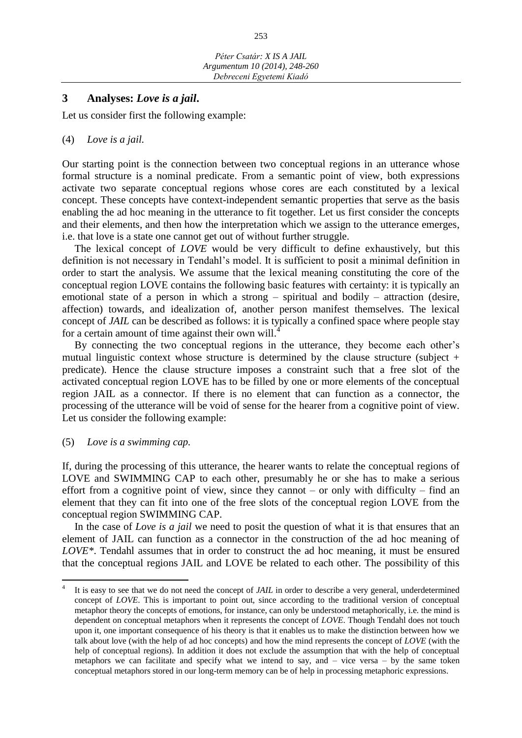## 3 Analyses: *Love is a jail*.

Let us consider first the following example:

(4) *Love is a jail.*

Our starting point is the connection between two conceptual regions in an utterance whose formal structure is a nominal predicate. From a semantic point of view, both expressions activate two separate conceptual regions whose cores are each constituted by a lexical concept. These concepts have context-independent semantic properties that serve as the basis enabling the ad hoc meaning in the utterance to fit together. Let us first consider the concepts and their elements, and then how the interpretation which we assign to the utterance emerges, i.e. that love is a state one cannot get out of without further struggle.

The lexical concept of *LOVE* would be very difficult to define exhaustively, but this definition is not necessary in Tendahl's model. It is sufficient to posit a minimal definition in order to start the analysis. We assume that the lexical meaning constituting the core of the conceptual region LOVE contains the following basic features with certainty: it is typically an emotional state of a person in which a strong – spiritual and bodily – attraction (desire, affection) towards, and idealization of, another person manifest themselves. The lexical concept of *JAIL* can be described as follows: it is typically a confined space where people stay for a certain amount of time against their own will.[4]

By connecting the two conceptual regions in the utterance, they become each other's mutual linguistic context whose structure is determined by the clause structure (subject + predicate). Hence the clause structure imposes a constraint such that a free slot of the activated conceptual region LOVE has to be filled by one or more elements of the conceptual region JAIL as a connector. If there is no element that can function as a connector, the processing of the utterance will be void of sense for the hearer from a cognitive point of view. Let us consider the following example:

(5) *Love is a swimming cap.*

If, during the processing of this utterance, the hearer wants to relate the conceptual regions of LOVE and SWIMMING CAP to each other, presumably he or she has to make a serious effort from a cognitive point of view, since they cannot – or only with difficulty – find an element that they can fit into one of the free slots of the conceptual region LOVE from the conceptual region SWIMMING CAP.

In the case of *Love is a jail* we need to posit the question of what it is that ensures that an element of JAIL can function as a connector in the construction of the ad hoc meaning of *LOVE\**. Tendahl assumes that in order to construct the ad hoc meaning, it must be ensured that the conceptual regions JAIL and LOVE be related to each other. The possibility of this

---

[4] It is easy to see that we do not need the concept of *JAIL* in order to describe a very general, underdetermined concept of *LOVE*. This is important to point out, since according to the traditional version of conceptual metaphor theory the concepts of emotions, for instance, can only be understood metaphorically, i.e. the mind is dependent on conceptual metaphors when it represents the concept of *LOVE*. Though Tendahl does not touch upon it, one important consequence of his theory is that it enables us to make the distinction between how we talk about love (with the help of ad hoc concepts) and how the mind represents the concept of *LOVE* (with the help of conceptual regions). In addition it does not exclude the assumption that with the help of conceptual metaphors we can facilitate and specify what we intend to say, and – vice versa – by the same token conceptual metaphors stored in our long-term memory can be of help in processing metaphoric expressions.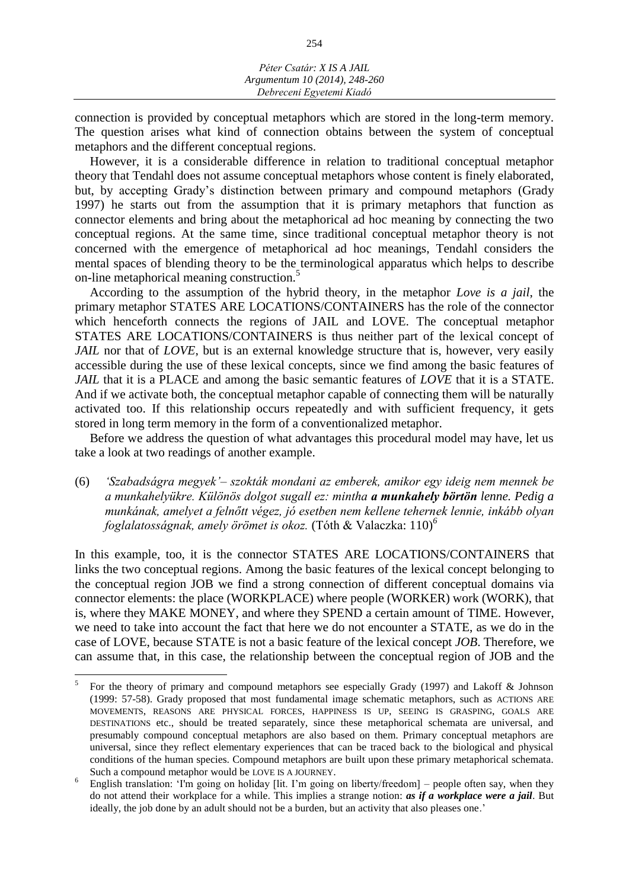connection is provided by conceptual metaphors which are stored in the long-term memory. The question arises what kind of connection obtains between the system of conceptual metaphors and the different conceptual regions.

However, it is a considerable difference in relation to traditional conceptual metaphor theory that Tendahl does not assume conceptual metaphors whose content is finely elaborated, but, by accepting Grady's distinction between primary and compound metaphors (Grady 1997) he starts out from the assumption that it is primary metaphors that function as connector elements and bring about the metaphorical ad hoc meaning by connecting the two conceptual regions. At the same time, since traditional conceptual metaphor theory is not concerned with the emergence of metaphorical ad hoc meanings, Tendahl considers the mental spaces of blending theory to be the terminological apparatus which helps to describe on-line metaphorical meaning construction.[5]

According to the assumption of the hybrid theory, in the metaphor *Love is a jail*, the primary metaphor STATES ARE LOCATIONS/CONTAINERS has the role of the connector which henceforth connects the regions of JAIL and LOVE. The conceptual metaphor STATES ARE LOCATIONS/CONTAINERS is thus neither part of the lexical concept of *JAIL* nor that of *LOVE*, but is an external knowledge structure that is, however, very easily accessible during the use of these lexical concepts, since we find among the basic features of *JAIL* that it is a PLACE and among the basic semantic features of *LOVE* that it is a STATE. And if we activate both, the conceptual metaphor capable of connecting them will be naturally activated too. If this relationship occurs repeatedly and with sufficient frequency, it gets stored in long term memory in the form of a conventionalized metaphor.

Before we address the question of what advantages this procedural model may have, let us take a look at two readings of another example.

(6) *'Szabadságra megyek'– szokták mondani az emberek, amikor egy ideig nem mennek be a munkahelyükre. Különös dolgot sugall ez: mintha **a munkahely börtön** lenne. Pedig a munkának, amelyet a felnőtt végez, jó esetben nem kellene tehernek lennie, inkább olyan foglalatosságnak, amely örömet is okoz.* (Tóth & Valaczka: 110)[6]

In this example, too, it is the connector STATES ARE LOCATIONS/CONTAINERS that links the two conceptual regions. Among the basic features of the lexical concept belonging to the conceptual region JOB we find a strong connection of different conceptual domains via connector elements: the place (WORKPLACE) where people (WORKER) work (WORK), that is, where they MAKE MONEY, and where they SPEND a certain amount of TIME. However, we need to take into account the fact that here we do not encounter a STATE, as we do in the case of LOVE, because STATE is not a basic feature of the lexical concept *JOB*. Therefore, we can assume that, in this case, the relationship between the conceptual region of JOB and the

---

[5] For the theory of primary and compound metaphors see especially Grady (1997) and Lakoff & Johnson (1999: 57-58). Grady proposed that most fundamental image schematic metaphors, such as ACTIONS ARE MOVEMENTS, REASONS ARE PHYSICAL FORCES, HAPPINESS IS UP, SEEING IS GRASPING, GOALS ARE DESTINATIONS etc., should be treated separately, since these metaphorical schemata are universal, and presumably compound conceptual metaphors are also based on them. Primary conceptual metaphors are universal, since they reflect elementary experiences that can be traced back to the biological and physical conditions of the human species. Compound metaphors are built upon these primary metaphorical schemata. Such a compound metaphor would be LOVE IS A JOURNEY.

[6] English translation: 'I'm going on holiday [lit. I'm going on liberty/freedom] – people often say, when they do not attend their workplace for a while. This implies a strange notion: ***as if a workplace were a jail***. But ideally, the job done by an adult should not be a burden, but an activity that also pleases one.'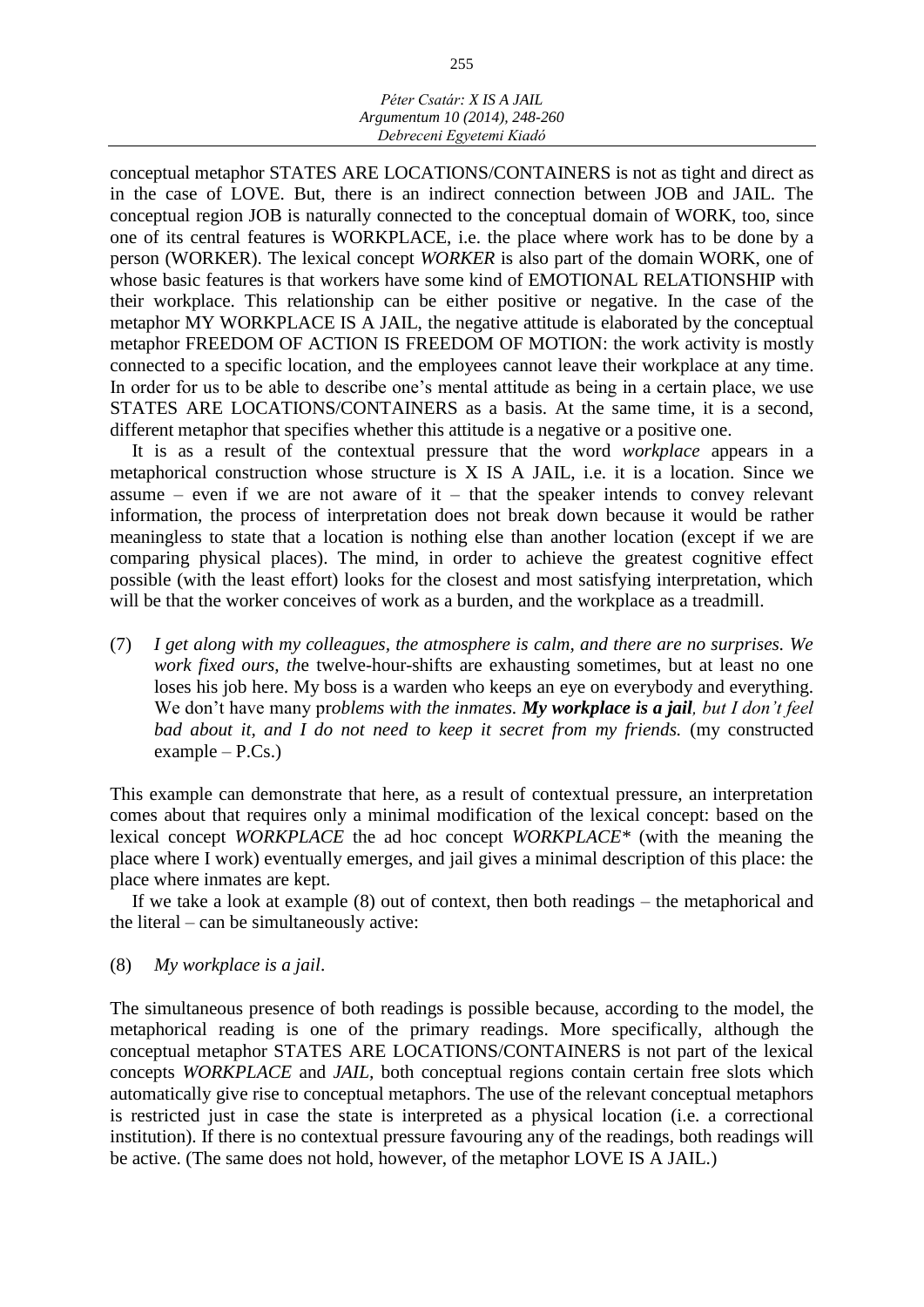conceptual metaphor STATES ARE LOCATIONS/CONTAINERS is not as tight and direct as in the case of LOVE. But, there is an indirect connection between JOB and JAIL. The conceptual region JOB is naturally connected to the conceptual domain of WORK, too, since one of its central features is WORKPLACE, i.e. the place where work has to be done by a person (WORKER). The lexical concept *WORKER* is also part of the domain WORK, one of whose basic features is that workers have some kind of EMOTIONAL RELATIONSHIP with their workplace. This relationship can be either positive or negative. In the case of the metaphor MY WORKPLACE IS A JAIL, the negative attitude is elaborated by the conceptual metaphor FREEDOM OF ACTION IS FREEDOM OF MOTION: the work activity is mostly connected to a specific location, and the employees cannot leave their workplace at any time. In order for us to be able to describe one's mental attitude as being in a certain place, we use STATES ARE LOCATIONS/CONTAINERS as a basis. At the same time, it is a second, different metaphor that specifies whether this attitude is a negative or a positive one.

It is as a result of the contextual pressure that the word *workplace* appears in a metaphorical construction whose structure is X IS A JAIL, i.e. it is a location. Since we assume – even if we are not aware of it – that the speaker intends to convey relevant information, the process of interpretation does not break down because it would be rather meaningless to state that a location is nothing else than another location (except if we are comparing physical places). The mind, in order to achieve the greatest cognitive effect possible (with the least effort) looks for the closest and most satisfying interpretation, which will be that the worker conceives of work as a burden, and the workplace as a treadmill.

(7) *I get along with my colleagues, the atmosphere is calm, and there are no surprises. We work fixed ours, th*e twelve-hour-shifts are exhausting sometimes, but at least no one loses his job here. My boss is a warden who keeps an eye on everybody and everything. We don't have many pr*oblems with the inmates. **My workplace is a jail**, but I don't feel bad about it, and I do not need to keep it secret from my friends.* (my constructed example – P.Cs.)

This example can demonstrate that here, as a result of contextual pressure, an interpretation comes about that requires only a minimal modification of the lexical concept: based on the lexical concept *WORKPLACE* the ad hoc concept *WORKPLACE\** (with the meaning the place where I work) eventually emerges, and jail gives a minimal description of this place: the place where inmates are kept.

If we take a look at example (8) out of context, then both readings – the metaphorical and the literal – can be simultaneously active:

(8) *My workplace is a jail*.

The simultaneous presence of both readings is possible because, according to the model, the metaphorical reading is one of the primary readings. More specifically, although the conceptual metaphor STATES ARE LOCATIONS/CONTAINERS is not part of the lexical concepts *WORKPLACE* and *JAIL*, both conceptual regions contain certain free slots which automatically give rise to conceptual metaphors. The use of the relevant conceptual metaphors is restricted just in case the state is interpreted as a physical location (i.e. a correctional institution). If there is no contextual pressure favouring any of the readings, both readings will be active. (The same does not hold, however, of the metaphor LOVE IS A JAIL.)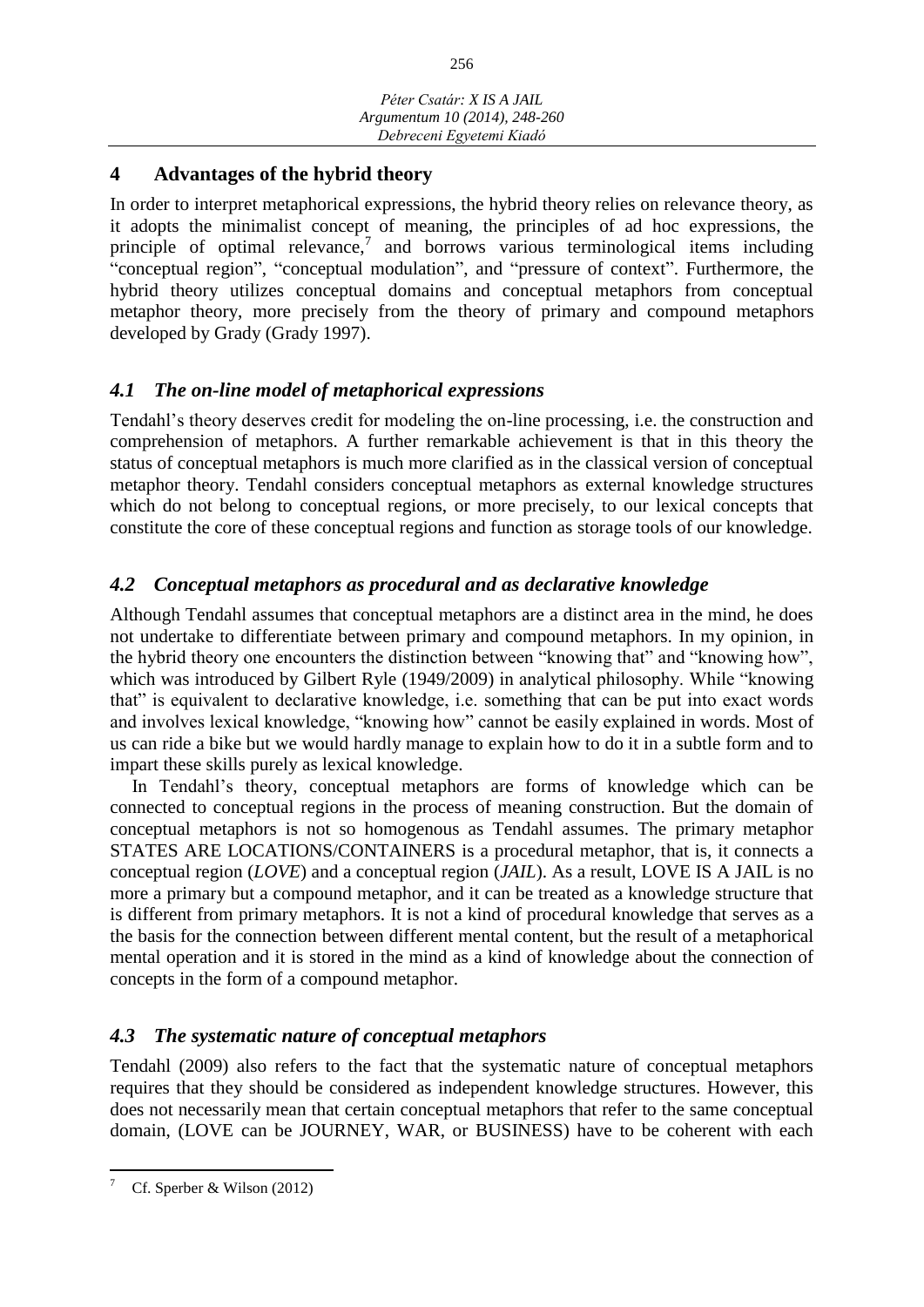## 4 Advantages of the hybrid theory

In order to interpret metaphorical expressions, the hybrid theory relies on relevance theory, as it adopts the minimalist concept of meaning, the principles of ad hoc expressions, the principle of optimal relevance,[7] and borrows various terminological items including "conceptual region", "conceptual modulation", and "pressure of context". Furthermore, the hybrid theory utilizes conceptual domains and conceptual metaphors from conceptual metaphor theory, more precisely from the theory of primary and compound metaphors developed by Grady (Grady 1997).

### *4.1 The on-line model of metaphorical expressions*

Tendahl's theory deserves credit for modeling the on-line processing, i.e. the construction and comprehension of metaphors. A further remarkable achievement is that in this theory the status of conceptual metaphors is much more clarified as in the classical version of conceptual metaphor theory. Tendahl considers conceptual metaphors as external knowledge structures which do not belong to conceptual regions, or more precisely, to our lexical concepts that constitute the core of these conceptual regions and function as storage tools of our knowledge.

### *4.2 Conceptual metaphors as procedural and as declarative knowledge*

Although Tendahl assumes that conceptual metaphors are a distinct area in the mind, he does not undertake to differentiate between primary and compound metaphors. In my opinion, in the hybrid theory one encounters the distinction between "knowing that" and "knowing how", which was introduced by Gilbert Ryle (1949/2009) in analytical philosophy. While "knowing that" is equivalent to declarative knowledge, i.e. something that can be put into exact words and involves lexical knowledge, "knowing how" cannot be easily explained in words. Most of us can ride a bike but we would hardly manage to explain how to do it in a subtle form and to impart these skills purely as lexical knowledge.

In Tendahl's theory, conceptual metaphors are forms of knowledge which can be connected to conceptual regions in the process of meaning construction. But the domain of conceptual metaphors is not so homogenous as Tendahl assumes. The primary metaphor STATES ARE LOCATIONS/CONTAINERS is a procedural metaphor, that is, it connects a conceptual region (*LOVE*) and a conceptual region (*JAIL*). As a result, LOVE IS A JAIL is no more a primary but a compound metaphor, and it can be treated as a knowledge structure that is different from primary metaphors. It is not a kind of procedural knowledge that serves as a the basis for the connection between different mental content, but the result of a metaphorical mental operation and it is stored in the mind as a kind of knowledge about the connection of concepts in the form of a compound metaphor.

### *4.3 The systematic nature of conceptual metaphors*

Tendahl (2009) also refers to the fact that the systematic nature of conceptual metaphors requires that they should be considered as independent knowledge structures. However, this does not necessarily mean that certain conceptual metaphors that refer to the same conceptual domain, (LOVE can be JOURNEY, WAR, or BUSINESS) have to be coherent with each

[7] Cf. Sperber & Wilson (2012)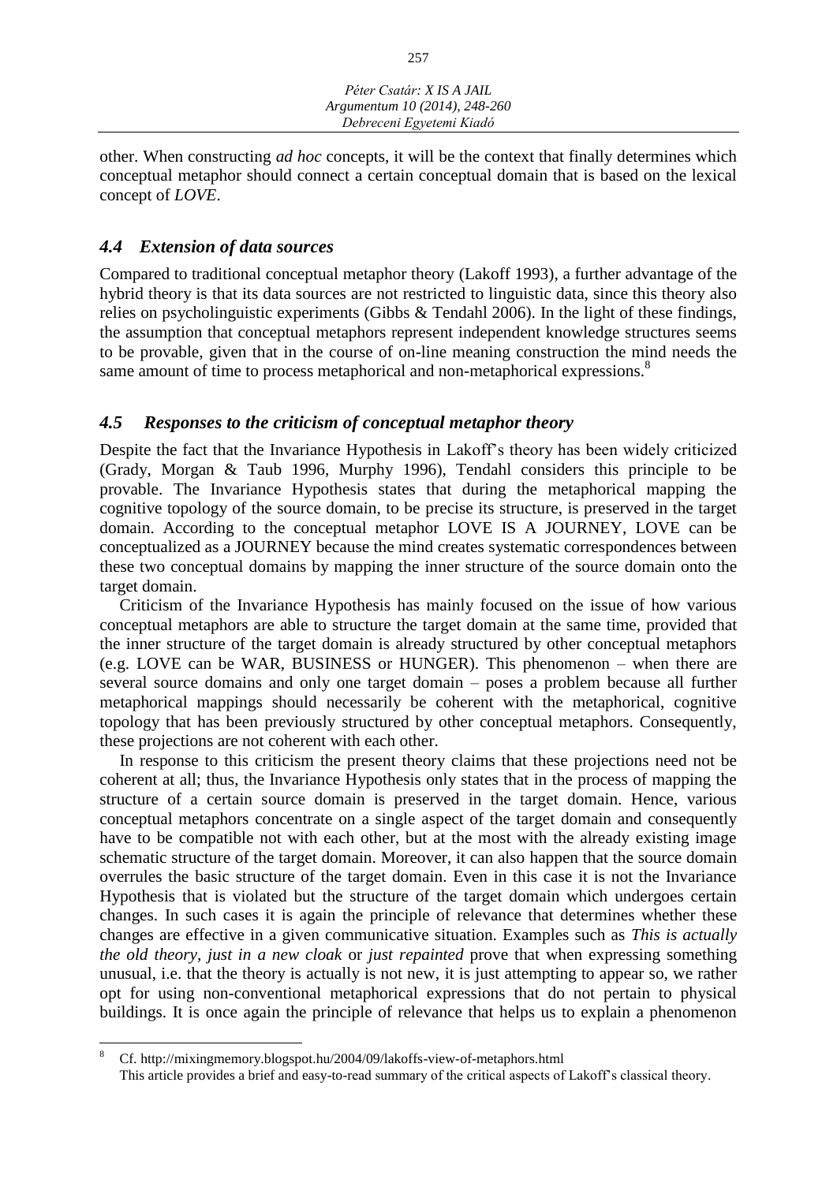other. When constructing *ad hoc* concepts, it will be the context that finally determines which conceptual metaphor should connect a certain conceptual domain that is based on the lexical concept of *LOVE*.

### *4.4 Extension of data sources*

Compared to traditional conceptual metaphor theory (Lakoff 1993), a further advantage of the hybrid theory is that its data sources are not restricted to linguistic data, since this theory also relies on psycholinguistic experiments (Gibbs & Tendahl 2006). In the light of these findings, the assumption that conceptual metaphors represent independent knowledge structures seems to be provable, given that in the course of on-line meaning construction the mind needs the same amount of time to process metaphorical and non-metaphorical expressions.[8]

### *4.5 Responses to the criticism of conceptual metaphor theory*

Despite the fact that the Invariance Hypothesis in Lakoff's theory has been widely criticized (Grady, Morgan & Taub 1996, Murphy 1996), Tendahl considers this principle to be provable. The Invariance Hypothesis states that during the metaphorical mapping the cognitive topology of the source domain, to be precise its structure, is preserved in the target domain. According to the conceptual metaphor LOVE IS A JOURNEY, LOVE can be conceptualized as a JOURNEY because the mind creates systematic correspondences between these two conceptual domains by mapping the inner structure of the source domain onto the target domain.

Criticism of the Invariance Hypothesis has mainly focused on the issue of how various conceptual metaphors are able to structure the target domain at the same time, provided that the inner structure of the target domain is already structured by other conceptual metaphors (e.g. LOVE can be WAR, BUSINESS or HUNGER). This phenomenon – when there are several source domains and only one target domain – poses a problem because all further metaphorical mappings should necessarily be coherent with the metaphorical, cognitive topology that has been previously structured by other conceptual metaphors. Consequently, these projections are not coherent with each other.

In response to this criticism the present theory claims that these projections need not be coherent at all; thus, the Invariance Hypothesis only states that in the process of mapping the structure of a certain source domain is preserved in the target domain. Hence, various conceptual metaphors concentrate on a single aspect of the target domain and consequently have to be compatible not with each other, but at the most with the already existing image schematic structure of the target domain. Moreover, it can also happen that the source domain overrules the basic structure of the target domain. Even in this case it is not the Invariance Hypothesis that is violated but the structure of the target domain which undergoes certain changes. In such cases it is again the principle of relevance that determines whether these changes are effective in a given communicative situation. Examples such as *This is actually the old theory, just in a new cloak* or *just repainted* prove that when expressing something unusual, i.e. that the theory is actually is not new, it is just attempting to appear so, we rather opt for using non-conventional metaphorical expressions that do not pertain to physical buildings. It is once again the principle of relevance that helps us to explain a phenomenon

---

[8] Cf. http://mixingmemory.blogspot.hu/2004/09/lakoffs-view-of-metaphors.html
This article provides a brief and easy-to-read summary of the critical aspects of Lakoff's classical theory.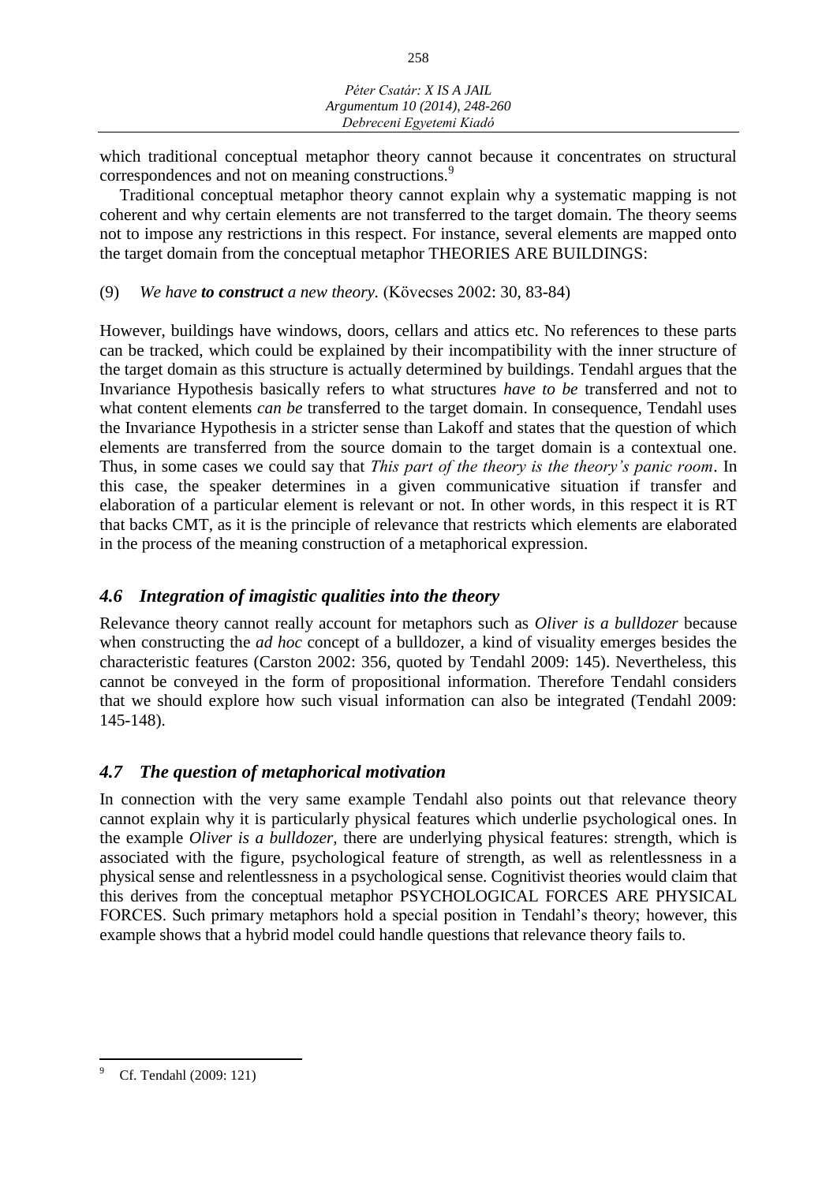which traditional conceptual metaphor theory cannot because it concentrates on structural correspondences and not on meaning constructions.[9]

Traditional conceptual metaphor theory cannot explain why a systematic mapping is not coherent and why certain elements are not transferred to the target domain. The theory seems not to impose any restrictions in this respect. For instance, several elements are mapped onto the target domain from the conceptual metaphor THEORIES ARE BUILDINGS:

(9) *We have **to construct** a new theory.* (Kövecses 2002: 30, 83-84)

However, buildings have windows, doors, cellars and attics etc. No references to these parts can be tracked, which could be explained by their incompatibility with the inner structure of the target domain as this structure is actually determined by buildings. Tendahl argues that the Invariance Hypothesis basically refers to what structures *have to be* transferred and not to what content elements *can be* transferred to the target domain. In consequence, Tendahl uses the Invariance Hypothesis in a stricter sense than Lakoff and states that the question of which elements are transferred from the source domain to the target domain is a contextual one. Thus, in some cases we could say that *This part of the theory is the theory's panic room*. In this case, the speaker determines in a given communicative situation if transfer and elaboration of a particular element is relevant or not. In other words, in this respect it is RT that backs CMT, as it is the principle of relevance that restricts which elements are elaborated in the process of the meaning construction of a metaphorical expression.

## *4.6 Integration of imagistic qualities into the theory*

Relevance theory cannot really account for metaphors such as *Oliver is a bulldozer* because when constructing the *ad hoc* concept of a bulldozer, a kind of visuality emerges besides the characteristic features (Carston 2002: 356, quoted by Tendahl 2009: 145). Nevertheless, this cannot be conveyed in the form of propositional information. Therefore Tendahl considers that we should explore how such visual information can also be integrated (Tendahl 2009: 145-148).

## *4.7 The question of metaphorical motivation*

In connection with the very same example Tendahl also points out that relevance theory cannot explain why it is particularly physical features which underlie psychological ones. In the example *Oliver is a bulldozer,* there are underlying physical features: strength, which is associated with the figure, psychological feature of strength, as well as relentlessness in a physical sense and relentlessness in a psychological sense. Cognitivist theories would claim that this derives from the conceptual metaphor PSYCHOLOGICAL FORCES ARE PHYSICAL FORCES. Such primary metaphors hold a special position in Tendahl's theory; however, this example shows that a hybrid model could handle questions that relevance theory fails to.

---

[9] Cf. Tendahl (2009: 121)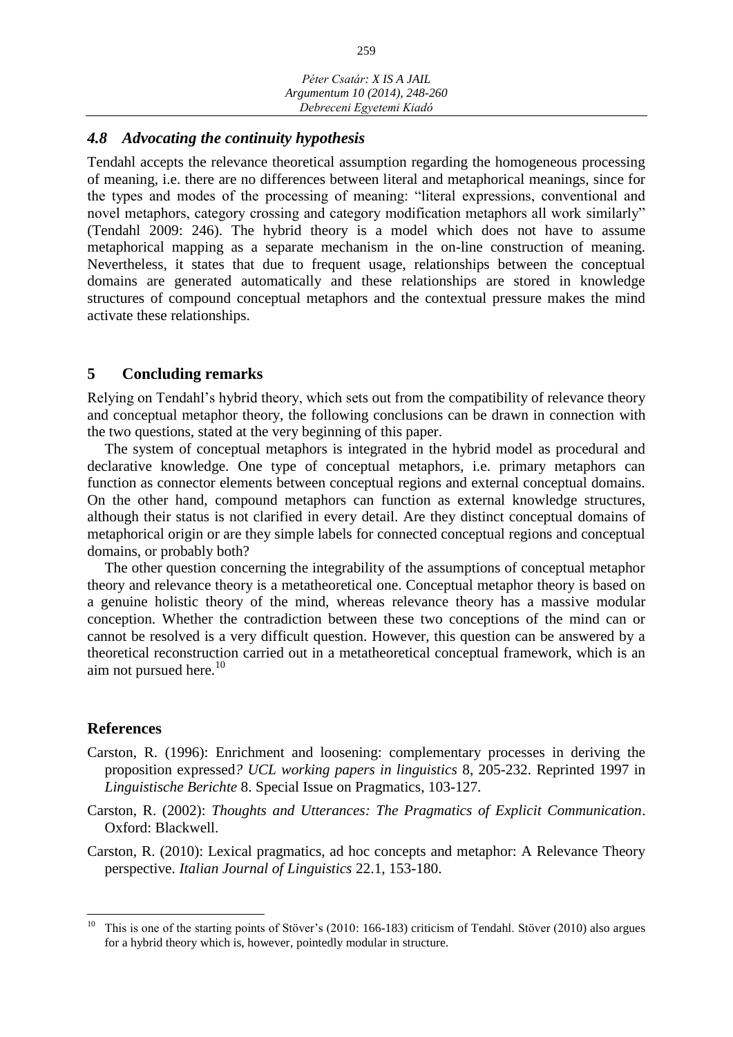### *4.8 Advocating the continuity hypothesis*

Tendahl accepts the relevance theoretical assumption regarding the homogeneous processing of meaning, i.e. there are no differences between literal and metaphorical meanings, since for the types and modes of the processing of meaning: "literal expressions, conventional and novel metaphors, category crossing and category modification metaphors all work similarly" (Tendahl 2009: 246). The hybrid theory is a model which does not have to assume metaphorical mapping as a separate mechanism in the on-line construction of meaning. Nevertheless, it states that due to frequent usage, relationships between the conceptual domains are generated automatically and these relationships are stored in knowledge structures of compound conceptual metaphors and the contextual pressure makes the mind activate these relationships.

## 5 Concluding remarks

Relying on Tendahl's hybrid theory, which sets out from the compatibility of relevance theory and conceptual metaphor theory, the following conclusions can be drawn in connection with the two questions, stated at the very beginning of this paper.

The system of conceptual metaphors is integrated in the hybrid model as procedural and declarative knowledge. One type of conceptual metaphors, i.e. primary metaphors can function as connector elements between conceptual regions and external conceptual domains. On the other hand, compound metaphors can function as external knowledge structures, although their status is not clarified in every detail. Are they distinct conceptual domains of metaphorical origin or are they simple labels for connected conceptual regions and conceptual domains, or probably both?

The other question concerning the integrability of the assumptions of conceptual metaphor theory and relevance theory is a metatheoretical one. Conceptual metaphor theory is based on a genuine holistic theory of the mind, whereas relevance theory has a massive modular conception. Whether the contradiction between these two conceptions of the mind can or cannot be resolved is a very difficult question. However, this question can be answered by a theoretical reconstruction carried out in a metatheoretical conceptual framework, which is an aim not pursued here.[10]

## References

Carston, R. (1996): Enrichment and loosening: complementary processes in deriving the proposition expressed*? UCL working papers in linguistics* 8, 205-232. Reprinted 1997 in *Linguistische Berichte* 8. Special Issue on Pragmatics, 103-127.

Carston, R. (2002): *Thoughts and Utterances: The Pragmatics of Explicit Communication*. Oxford: Blackwell.

Carston, R. (2010): Lexical pragmatics, ad hoc concepts and metaphor: A Relevance Theory perspective. *Italian Journal of Linguistics* 22.1, 153-180.

---

[10] This is one of the starting points of Stöver's (2010: 166-183) criticism of Tendahl. Stöver (2010) also argues for a hybrid theory which is, however, pointedly modular in structure.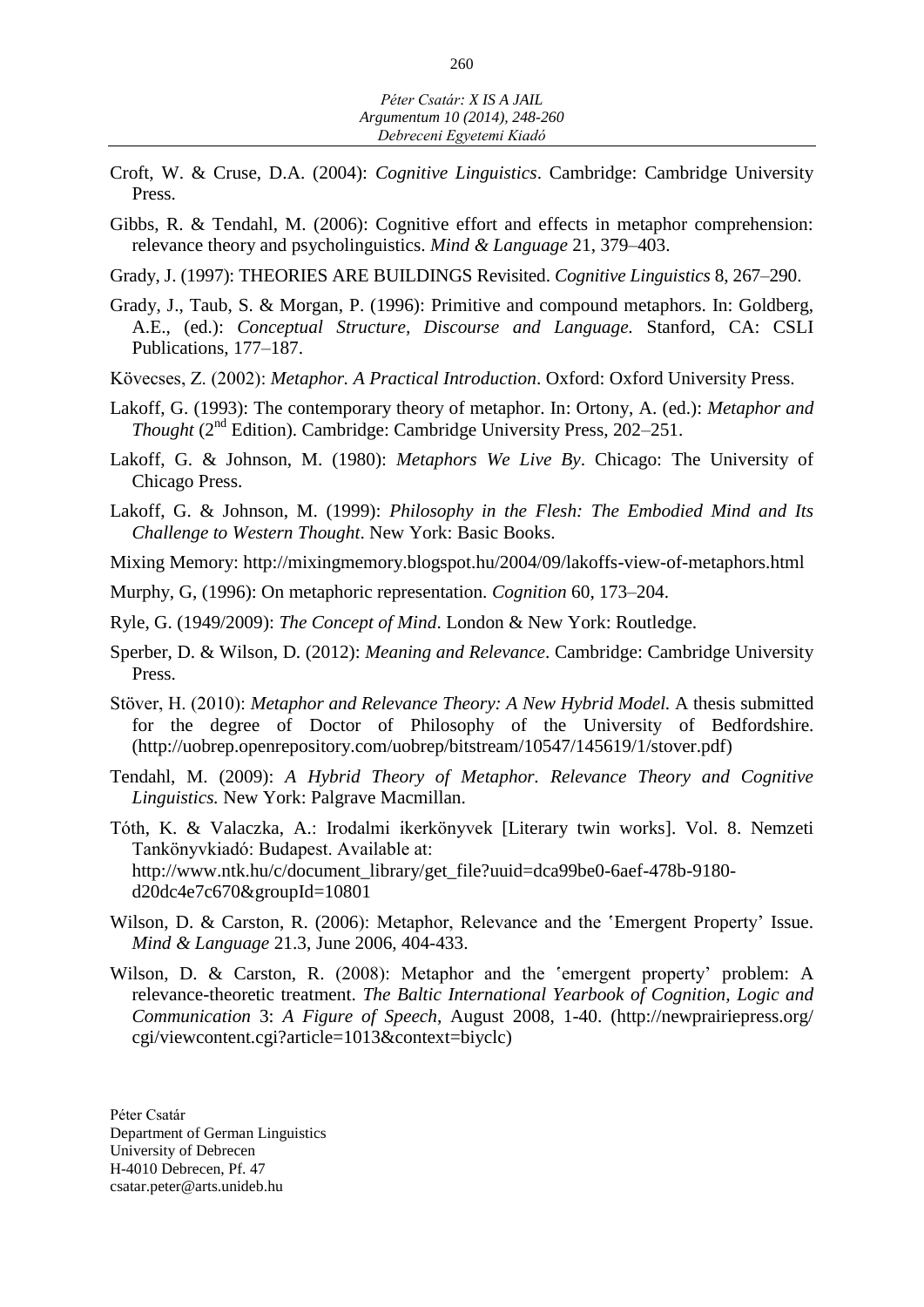Croft, W. & Cruse, D.A. (2004): *Cognitive Linguistics*. Cambridge: Cambridge University Press.

Gibbs, R. & Tendahl, M. (2006): Cognitive effort and effects in metaphor comprehension: relevance theory and psycholinguistics. *Mind & Language* 21, 379–403.

Grady, J. (1997): THEORIES ARE BUILDINGS Revisited. *Cognitive Linguistics* 8, 267–290.

Grady, J., Taub, S. & Morgan, P. (1996): Primitive and compound metaphors. In: Goldberg, A.E., (ed.): *Conceptual Structure, Discourse and Language.* Stanford, CA: CSLI Publications, 177–187.

Kövecses, Z. (2002): *Metaphor. A Practical Introduction*. Oxford: Oxford University Press.

Lakoff, G. (1993): The contemporary theory of metaphor. In: Ortony, A. (ed.): *Metaphor and Thought* (2nd Edition). Cambridge: Cambridge University Press, 202–251.

Lakoff, G. & Johnson, M. (1980): *Metaphors We Live By*. Chicago: The University of Chicago Press.

Lakoff, G. & Johnson, M. (1999): *Philosophy in the Flesh: The Embodied Mind and Its Challenge to Western Thought*. New York: Basic Books.

Mixing Memory: http://mixingmemory.blogspot.hu/2004/09/lakoffs-view-of-metaphors.html

Murphy, G, (1996): On metaphoric representation. *Cognition* 60, 173–204.

Ryle, G. (1949/2009): *The Concept of Mind*. London & New York: Routledge.

Sperber, D. & Wilson, D. (2012): *Meaning and Relevance*. Cambridge: Cambridge University Press.

Stöver, H. (2010): *Metaphor and Relevance Theory: A New Hybrid Model.* A thesis submitted for the degree of Doctor of Philosophy of the University of Bedfordshire. (http://uobrep.openrepository.com/uobrep/bitstream/10547/145619/1/stover.pdf)

Tendahl, M. (2009): *A Hybrid Theory of Metaphor. Relevance Theory and Cognitive Linguistics.* New York: Palgrave Macmillan.

Tóth, K. & Valaczka, A.: Irodalmi ikerkönyvek [Literary twin works]. Vol. 8. Nemzeti Tankönyvkiadó: Budapest. Available at: http://www.ntk.hu/c/document_library/get_file?uuid=dca99be0-6aef-478b-9180-d20dc4e7c670&groupId=10801

Wilson, D. & Carston, R. (2006): Metaphor, Relevance and the ʽEmergent Property' Issue. *Mind & Language* 21.3, June 2006, 404-433.

Wilson, D. & Carston, R. (2008): Metaphor and the ʽemergent property' problem: A relevance-theoretic treatment. *The Baltic International Yearbook of Cognition, Logic and Communication* 3: *A Figure of Speech*, August 2008, 1-40. (http://newprairiepress.org/cgi/viewcontent.cgi?article=1013&context=biyclc)

Péter Csatár
Department of German Linguistics
University of Debrecen
H-4010 Debrecen, Pf. 47
csatar.peter@arts.unideb.hu